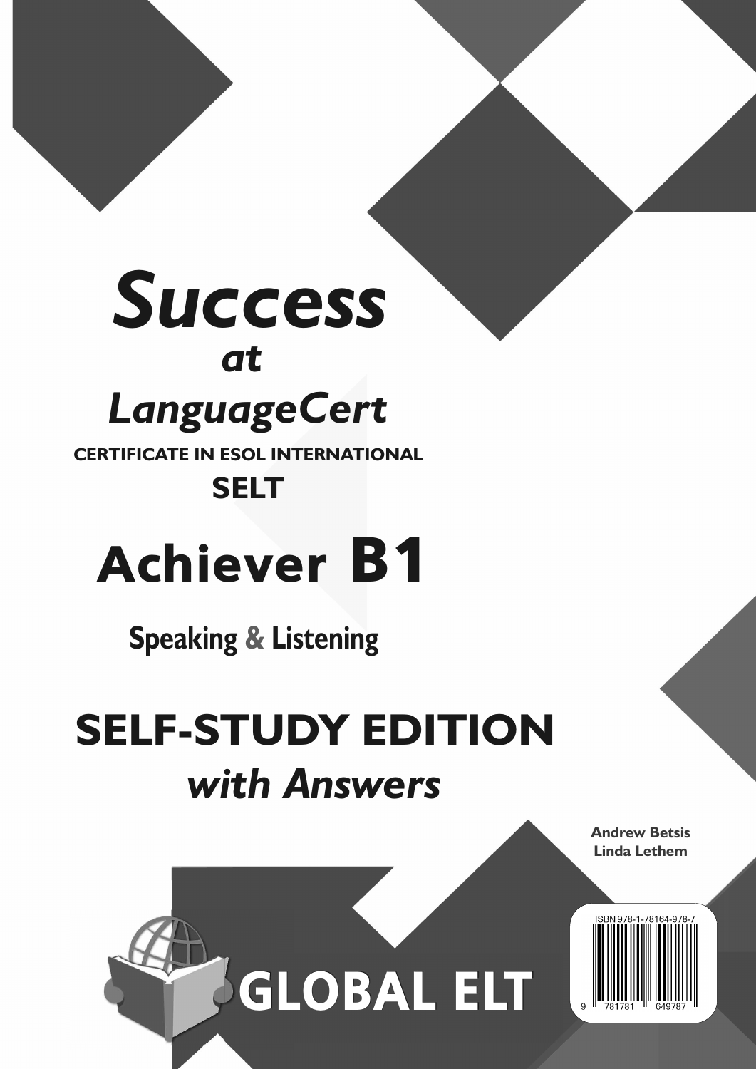# *Success*
## *at*
## *LanguageCert*

**CERTIFICATE IN ESOL INTERNATIONAL**

**SELT**

# Achiever B1

**Speaking & Listening**

# SELF-STUDY EDITION
## *with Answers*

**Andrew Betsis**
**Linda Lethem**

GLOBAL ELT

ISBN 978-1-78164-978-7

9 781781 649787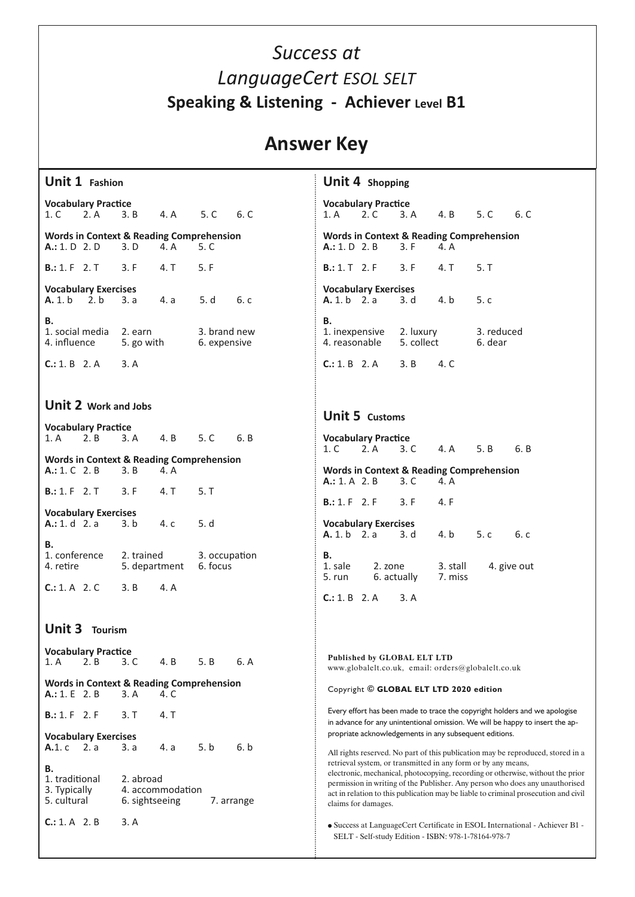# *Success at LanguageCert ESOL SELT*

## Speaking & Listening - Achiever Level B1

# Answer Key

## Unit 1 Fashion

**Vocabulary Practice**
1. C 2. A 3. B 4. A 5. C 6. C

**Words in Context & Reading Comprehension**
**A.:** 1. D 2. D 3. D 4. A 5. C

**B.:** 1. F 2. T 3. F 4. T 5. F

**Vocabulary Exercises**
**A.** 1. b 2. b 3. a 4. a 5. d 6. c

**B.**
1. social media 2. earn 3. brand new
4. influence 5. go with 6. expensive

**C.:** 1. B 2. A 3. A

## Unit 2 Work and Jobs

**Vocabulary Practice**
1. A 2. B 3. A 4. B 5. C 6. B

**Words in Context & Reading Comprehension**
**A.:** 1. C 2. B 3. B 4. A

**B.:** 1. F 2. T 3. F 4. T 5. T

**Vocabulary Exercises**
**A.:** 1. d 2. a 3. b 4. c 5. d

**B.**
1. conference 2. trained 3. occupation
4. retire 5. department 6. focus

**C.:** 1. A 2. C 3. B 4. A

## Unit 3 Tourism

**Vocabulary Practice**
1. A 2. B 3. C 4. B 5. B 6. A

**Words in Context & Reading Comprehension**
**A.:** 1. E 2. B 3. A 4. C

**B.:** 1. F 2. F 3. T 4. T

**Vocabulary Exercises**
**A.** 1. c 2. a 3. a 4. a 5. b 6. b

**B.**
1. traditional 2. abroad
3. Typically 4. accommodation
5. cultural 6. sightseeing 7. arrange

**C.:** 1. A 2. B 3. A

## Unit 4 Shopping

**Vocabulary Practice**
1. A 2. C 3. A 4. B 5. C 6. C

**Words in Context & Reading Comprehension**
**A.:** 1. D 2. B 3. F 4. A

**B.:** 1. T 2. F 3. F 4. T 5. T

**Vocabulary Exercises**
**A.** 1. b 2. a 3. d 4. b 5. c

**B.**
1. inexpensive 2. luxury 3. reduced
4. reasonable 5. collect 6. dear

**C.:** 1. B 2. A 3. B 4. C

## Unit 5 Customs

**Vocabulary Practice**
1. C 2. A 3. C 4. A 5. B 6. B

**Words in Context & Reading Comprehension**
**A.:** 1. A 2. B 3. C 4. A

**B.:** 1. F 2. F 3. F 4. F

**Vocabulary Exercises**
**A.** 1. b 2. a 3. d 4. b 5. c 6. c

**B.**
1. sale 2. zone 3. stall 4. give out
5. run 6. actually 7. miss

**C.:** 1. B 2. A 3. A

---

**Published by GLOBAL ELT LTD**
www.globalelt.co.uk, email: orders@globalelt.co.uk

Copyright © **GLOBAL ELT LTD 2020 edition**

Every effort has been made to trace the copyright holders and we apologise in advance for any unintentional omission. We will be happy to insert the appropriate acknowledgements in any subsequent editions.

All rights reserved. No part of this publication may be reproduced, stored in a retrieval system, or transmitted in any form or by any means, electronic, mechanical, photocopying, recording or otherwise, without the prior permission in writing of the Publisher. Any person who does any unauthorised act in relation to this publication may be liable to criminal prosecution and civil claims for damages.

- Success at LanguageCert Certificate in ESOL International - Achiever B1 - SELT - Self-study Edition - ISBN: 978-1-78164-978-7